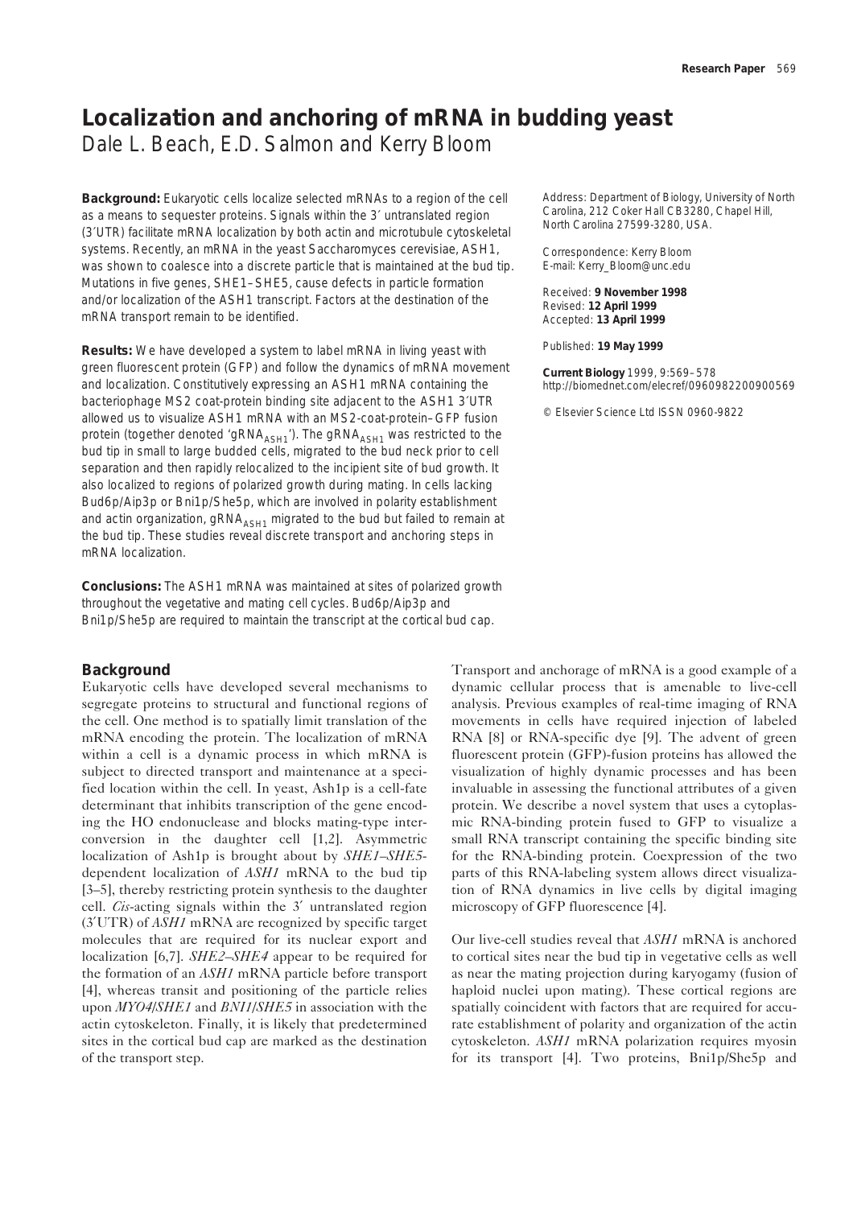# Localization and anchoring of mRNA in budding yeast

Dale L. Beach, E.D. Salmon and Kerry Bloom

**Background:** Eukaryotic cells localize selected mRNAs to a region of the cell as a means to sequester proteins. Signals within the 3′ untranslated region (3′UTR) facilitate mRNA localization by both actin and microtubule cytoskeletal systems. Recently, an mRNA in the yeast Saccharomyces cerevisiae, ASH1, was shown to coalesce into a discrete particle that is maintained at the bud tip. Mutations in five genes, SHE1–SHE5, cause defects in particle formation and/or localization of the ASH1 transcript. Factors at the destination of the mRNA transport remain to be identified.

**Results:** We have developed a system to label mRNA in living yeast with green fluorescent protein (GFP) and follow the dynamics of mRNA movement and localization. Constitutively expressing an ASH1 mRNA containing the bacteriophage MS2 coat-protein binding site adjacent to the ASH1 3′UTR allowed us to visualize ASH1 mRNA with an MS2-coat-protein–GFP fusion protein (together denoted '$gRNA_{ASH1}$'). The $gRNA_{ASH1}$ was restricted to the bud tip in small to large budded cells, migrated to the bud neck prior to cell separation and then rapidly relocalized to the incipient site of bud growth. It also localized to regions of polarized growth during mating. In cells lacking Bud6p/Aip3p or Bni1p/She5p, which are involved in polarity establishment and actin organization, $gRNA_{ASH1}$ migrated to the bud but failed to remain at the bud tip. These studies reveal discrete transport and anchoring steps in mRNA localization.

**Conclusions:** The ASH1 mRNA was maintained at sites of polarized growth throughout the vegetative and mating cell cycles. Bud6p/Aip3p and Bni1p/She5p are required to maintain the transcript at the cortical bud cap.

Address: Department of Biology, University of North Carolina, 212 Coker Hall CB3280, Chapel Hill, North Carolina 27599-3280, USA.

Correspondence: Kerry Bloom
E-mail: Kerry_Bloom@unc.edu

Received: **9 November 1998**
Revised: **12 April 1999**
Accepted: **13 April 1999**

Published: **19 May 1999**

**Current Biology** 1999, 9:569–578
http://biomednet.com/elecref/0960982200900569

© Elsevier Science Ltd ISSN 0960-9822

## Background

Eukaryotic cells have developed several mechanisms to segregate proteins to structural and functional regions of the cell. One method is to spatially limit translation of the mRNA encoding the protein. The localization of mRNA within a cell is a dynamic process in which mRNA is subject to directed transport and maintenance at a specified location within the cell. In yeast, Ash1p is a cell-fate determinant that inhibits transcription of the gene encoding the HO endonuclease and blocks mating-type interconversion in the daughter cell [1,2]. Asymmetric localization of Ash1p is brought about by *SHE1–SHE5*-dependent localization of *ASH1* mRNA to the bud tip [3–5], thereby restricting protein synthesis to the daughter cell. *Cis*-acting signals within the 3′ untranslated region (3′UTR) of *ASH1* mRNA are recognized by specific target molecules that are required for its nuclear export and localization [6,7]. *SHE2–SHE4* appear to be required for the formation of an *ASH1* mRNA particle before transport [4], whereas transit and positioning of the particle relies upon *MYO4*/*SHE1* and *BNI1*/*SHE5* in association with the actin cytoskeleton. Finally, it is likely that predetermined sites in the cortical bud cap are marked as the destination of the transport step.

Transport and anchorage of mRNA is a good example of a dynamic cellular process that is amenable to live-cell analysis. Previous examples of real-time imaging of RNA movements in cells have required injection of labeled RNA [8] or RNA-specific dye [9]. The advent of green fluorescent protein (GFP)-fusion proteins has allowed the visualization of highly dynamic processes and has been invaluable in assessing the functional attributes of a given protein. We describe a novel system that uses a cytoplasmic RNA-binding protein fused to GFP to visualize a small RNA transcript containing the specific binding site for the RNA-binding protein. Coexpression of the two parts of this RNA-labeling system allows direct visualization of RNA dynamics in live cells by digital imaging microscopy of GFP fluorescence [4].

Our live-cell studies reveal that *ASH1* mRNA is anchored to cortical sites near the bud tip in vegetative cells as well as near the mating projection during karyogamy (fusion of haploid nuclei upon mating). These cortical regions are spatially coincident with factors that are required for accurate establishment of polarity and organization of the actin cytoskeleton. *ASH1* mRNA polarization requires myosin for its transport [4]. Two proteins, Bni1p/She5p and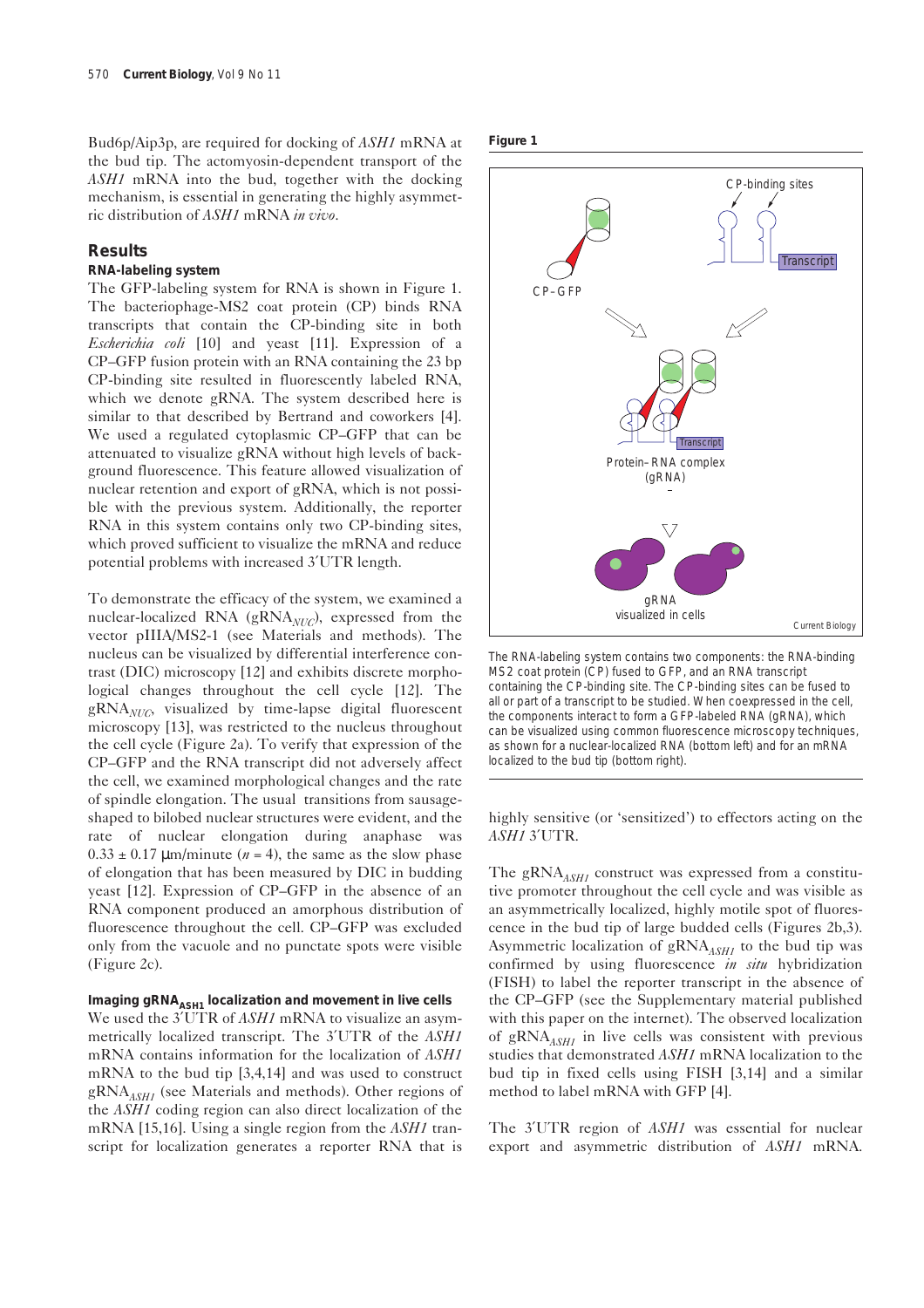Bud6p/Aip3p, are required for docking of *ASH1* mRNA at the bud tip. The actomyosin-dependent transport of the *ASH1* mRNA into the bud, together with the docking mechanism, is essential in generating the highly asymmetric distribution of *ASH1* mRNA *in vivo*.

## Results

### RNA-labeling system

The GFP-labeling system for RNA is shown in Figure 1. The bacteriophage-MS2 coat protein (CP) binds RNA transcripts that contain the CP-binding site in both *Escherichia coli* [10] and yeast [11]. Expression of a CP–GFP fusion protein with an RNA containing the 23 bp CP-binding site resulted in fluorescently labeled RNA, which we denote gRNA. The system described here is similar to that described by Bertrand and coworkers [4]. We used a regulated cytoplasmic CP–GFP that can be attenuated to visualize gRNA without high levels of background fluorescence. This feature allowed visualization of nuclear retention and export of gRNA, which is not possible with the previous system. Additionally, the reporter RNA in this system contains only two CP-binding sites, which proved sufficient to visualize the mRNA and reduce potential problems with increased 3′UTR length.

To demonstrate the efficacy of the system, we examined a nuclear-localized RNA (gRNA$_{NUC}$), expressed from the vector pIIIA/MS2-1 (see Materials and methods). The nucleus can be visualized by differential interference contrast (DIC) microscopy [12] and exhibits discrete morphological changes throughout the cell cycle [12]. The gRNA$_{NUC}$, visualized by time-lapse digital fluorescent microscopy [13], was restricted to the nucleus throughout the cell cycle (Figure 2a). To verify that expression of the CP–GFP and the RNA transcript did not adversely affect the cell, we examined morphological changes and the rate of spindle elongation. The usual transitions from sausage-shaped to bilobed nuclear structures were evident, and the rate of nuclear elongation during anaphase was $0.33 \pm 0.17$ μm/minute ($n = 4$), the same as the slow phase of elongation that has been measured by DIC in budding yeast [12]. Expression of CP–GFP in the absence of an RNA component produced an amorphous distribution of fluorescence throughout the cell. CP–GFP was excluded only from the vacuole and no punctate spots were visible (Figure 2c).

### Imaging gRNA$_{ASH1}$ localization and movement in live cells

We used the 3′UTR of *ASH1* mRNA to visualize an asymmetrically localized transcript. The 3′UTR of the *ASH1* mRNA contains information for the localization of *ASH1* mRNA to the bud tip [3,4,14] and was used to construct gRNA$_{ASH1}$ (see Materials and methods). Other regions of the *ASH1* coding region can also direct localization of the mRNA [15,16]. Using a single region from the *ASH1* transcript for localization generates a reporter RNA that is highly sensitive (or 'sensitized') to effectors acting on the *ASH1* 3′UTR.

**Figure 1**

The RNA-labeling system contains two components: the RNA-binding MS2 coat protein (CP) fused to GFP, and an RNA transcript containing the CP-binding site. The CP-binding sites can be fused to all or part of a transcript to be studied. When coexpressed in the cell, the components interact to form a GFP-labeled RNA (gRNA), which can be visualized using common fluorescence microscopy techniques, as shown for a nuclear-localized RNA (bottom left) and for an mRNA localized to the bud tip (bottom right).

The gRNA$_{ASH1}$ construct was expressed from a constitutive promoter throughout the cell cycle and was visible as an asymmetrically localized, highly motile spot of fluorescence in the bud tip of large budded cells (Figures 2b,3). Asymmetric localization of gRNA$_{ASH1}$ to the bud tip was confirmed by using fluorescence *in situ* hybridization (FISH) to label the reporter transcript in the absence of the CP–GFP (see the Supplementary material published with this paper on the internet). The observed localization of gRNA$_{ASH1}$ in live cells was consistent with previous studies that demonstrated *ASH1* mRNA localization to the bud tip in fixed cells using FISH [3,14] and a similar method to label mRNA with GFP [4].

The 3′UTR region of *ASH1* was essential for nuclear export and asymmetric distribution of *ASH1* mRNA.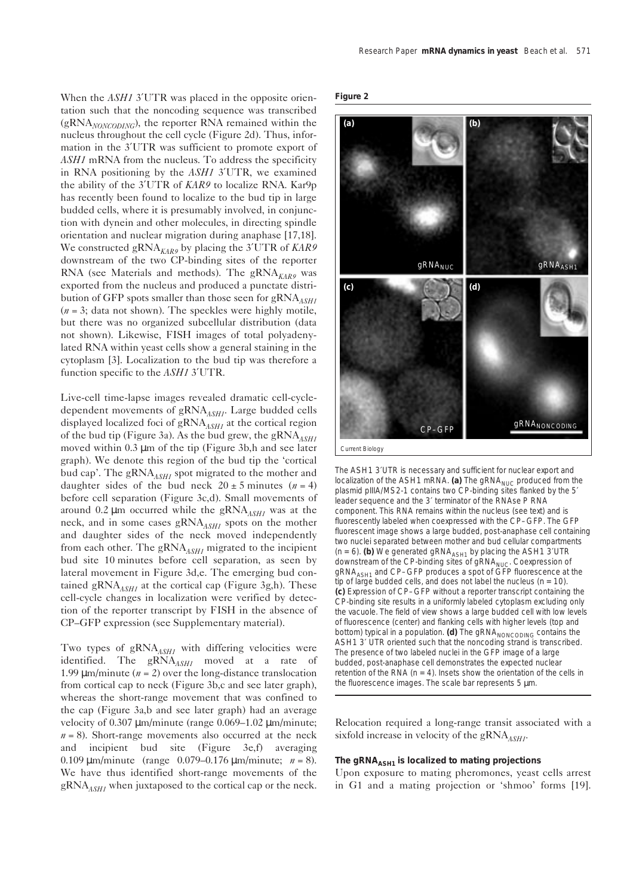When the *ASH1* 3′UTR was placed in the opposite orientation such that the noncoding sequence was transcribed ($gRNA_{NONCODING}$), the reporter RNA remained within the nucleus throughout the cell cycle (Figure 2d). Thus, information in the 3′UTR was sufficient to promote export of *ASH1* mRNA from the nucleus. To address the specificity in RNA positioning by the *ASH1* 3′UTR, we examined the ability of the 3′UTR of *KAR9* to localize RNA. Kar9p has recently been found to localize to the bud tip in large budded cells, where it is presumably involved, in conjunction with dynein and other molecules, in directing spindle orientation and nuclear migration during anaphase [17,18]. We constructed $gRNA_{KAR9}$ by placing the 3′UTR of *KAR9* downstream of the two CP-binding sites of the reporter RNA (see Materials and methods). The $gRNA_{KAR9}$ was exported from the nucleus and produced a punctate distribution of GFP spots smaller than those seen for $gRNA_{ASH1}$ ($n = 3$; data not shown). The speckles were highly motile, but there was no organized subcellular distribution (data not shown). Likewise, FISH images of total polyadenylated RNA within yeast cells show a general staining in the cytoplasm [3]. Localization to the bud tip was therefore a function specific to the *ASH1* 3′UTR.

Live-cell time-lapse images revealed dramatic cell-cycle-dependent movements of $gRNA_{ASH1}$. Large budded cells displayed localized foci of $gRNA_{ASH1}$ at the cortical region of the bud tip (Figure 3a). As the bud grew, the $gRNA_{ASH1}$ moved within 0.3 μm of the tip (Figure 3b,h and see later graph). We denote this region of the bud tip the 'cortical bud cap'. The $gRNA_{ASH1}$ spot migrated to the mother and daughter sides of the bud neck $20 \pm 5$ minutes ($n = 4$) before cell separation (Figure 3c,d). Small movements of around 0.2 μm occurred while the $gRNA_{ASH1}$ was at the neck, and in some cases $gRNA_{ASH1}$ spots on the mother and daughter sides of the neck moved independently from each other. The $gRNA_{ASH1}$ migrated to the incipient bud site 10 minutes before cell separation, as seen by lateral movement in Figure 3d,e. The emerging bud contained $gRNA_{ASH1}$ at the cortical cap (Figure 3g,h). These cell-cycle changes in localization were verified by detection of the reporter transcript by FISH in the absence of CP–GFP expression (see Supplementary material).

Two types of $gRNA_{ASH1}$ with differing velocities were identified. The $gRNA_{ASH1}$ moved at a rate of 1.99 μm/minute ($n = 2$) over the long-distance translocation from cortical cap to neck (Figure 3b,c and see later graph), whereas the short-range movement that was confined to the cap (Figure 3a,b and see later graph) had an average velocity of 0.307 μm/minute (range 0.069–1.02 μm/minute; $n = 8$). Short-range movements also occurred at the neck and incipient bud site (Figure 3e,f) averaging 0.109 μm/minute (range 0.079–0.176 μm/minute; $n = 8$). We have thus identified short-range movements of the $gRNA_{ASH1}$ when juxtaposed to the cortical cap or the neck. Relocation required a long-range transit associated with a sixfold increase in velocity of the $gRNA_{ASH1}$.

**Figure 2**

The ASH1 3′UTR is necessary and sufficient for nuclear export and localization of the ASH1 mRNA. **(a)** The $gRNA_{NUC}$ produced from the plasmid pIIIA/MS2-1 contains two CP-binding sites flanked by the 5′ leader sequence and the 3′ terminator of the RNAse P RNA component. This RNA remains within the nucleus (see text) and is fluorescently labeled when coexpressed with the CP–GFP. The GFP fluorescent image shows a large budded, post-anaphase cell containing two nuclei separated between mother and bud cellular compartments ($n = 6$). **(b)** We generated $gRNA_{ASH1}$ by placing the ASH1 3′UTR downstream of the CP-binding sites of $gRNA_{NUC}$. Coexpression of $gRNA_{ASH1}$ and CP–GFP produces a spot of GFP fluorescence at the tip of large budded cells, and does not label the nucleus ($n = 10$). **(c)** Expression of CP–GFP without a reporter transcript containing the CP-binding site results in a uniformly labeled cytoplasm excluding only the vacuole. The field of view shows a large budded cell with low levels of fluorescence (center) and flanking cells with higher levels (top and bottom) typical in a population. **(d)** The $gRNA_{NONCODING}$ contains the ASH1 3′ UTR oriented such that the noncoding strand is transcribed. The presence of two labeled nuclei in the GFP image of a large budded, post-anaphase cell demonstrates the expected nuclear retention of the RNA ($n = 4$). Insets show the orientation of the cells in the fluorescence images. The scale bar represents 5 μm.

### The $gRNA_{ASH1}$ is localized to mating projections

Upon exposure to mating pheromones, yeast cells arrest in G1 and a mating projection or 'shmoo' forms [19].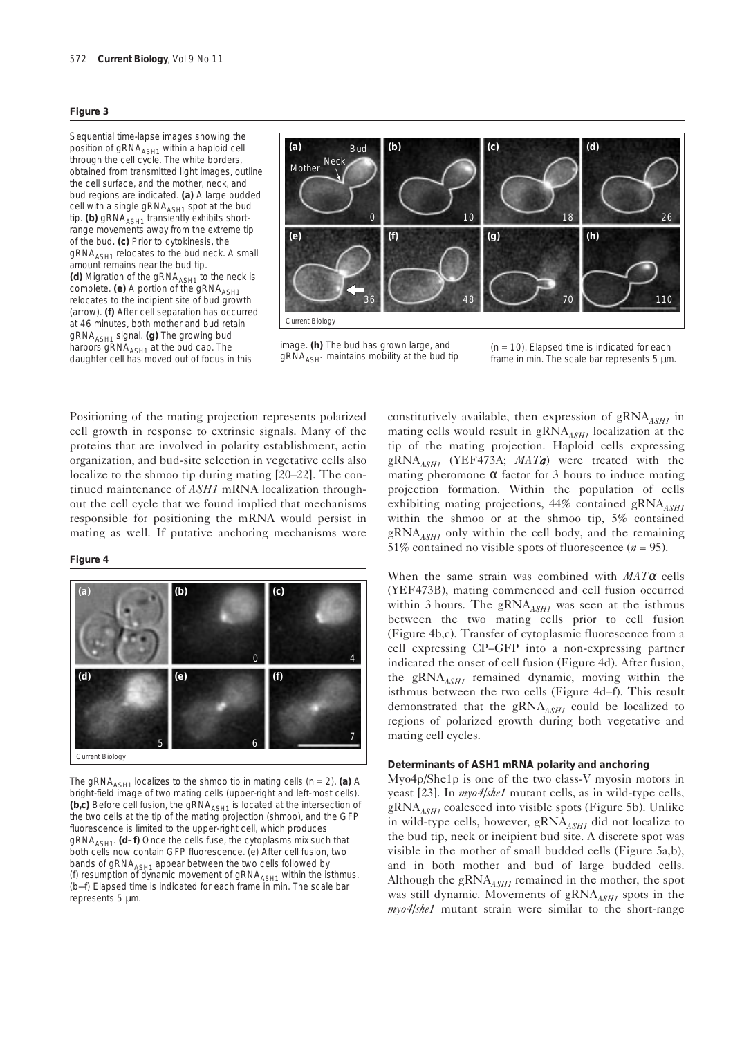**Figure 3**

Sequential time-lapse images showing the position of $gRNA_{ASH1}$ within a haploid cell through the cell cycle. The white borders, obtained from transmitted light images, outline the cell surface, and the mother, neck, and bud regions are indicated. **(a)** A large budded cell with a single $gRNA_{ASH1}$ spot at the bud tip. **(b)** $gRNA_{ASH1}$ transiently exhibits short-range movements away from the extreme tip of the bud. **(c)** Prior to cytokinesis, the $gRNA_{ASH1}$ relocates to the bud neck. A small amount remains near the bud tip. **(d)** Migration of the $gRNA_{ASH1}$ to the neck is complete. **(e)** A portion of the $gRNA_{ASH1}$ relocates to the incipient site of bud growth (arrow). **(f)** After cell separation has occurred at 46 minutes, both mother and bud retain $gRNA_{ASH1}$ signal. **(g)** The growing bud harbors $gRNA_{ASH1}$ at the bud cap. The daughter cell has moved out of focus in this image. **(h)** The bud has grown large, and $gRNA_{ASH1}$ maintains mobility at the bud tip (n = 10). Elapsed time is indicated for each frame in min. The scale bar represents 5 μm.

Positioning of the mating projection represents polarized cell growth in response to extrinsic signals. Many of the proteins that are involved in polarity establishment, actin organization, and bud-site selection in vegetative cells also localize to the shmoo tip during mating [20–22]. The continued maintenance of *ASH1* mRNA localization throughout the cell cycle that we found implied that mechanisms responsible for positioning the mRNA would persist in mating as well. If putative anchoring mechanisms were constitutively available, then expression of $gRNA_{ASH1}$ in mating cells would result in $gRNA_{ASH1}$ localization at the tip of the mating projection. Haploid cells expressing $gRNA_{ASH1}$ (YEF473A; *MAT**a***) were treated with the mating pheromone α factor for 3 hours to induce mating projection formation. Within the population of cells exhibiting mating projections, 44% contained $gRNA_{ASH1}$ within the shmoo or at the shmoo tip, 5% contained $gRNA_{ASH1}$ only within the cell body, and the remaining 51% contained no visible spots of fluorescence ($n$ = 95).

**Figure 4**

The $gRNA_{ASH1}$ localizes to the shmoo tip in mating cells (n = 2). **(a)** A bright-field image of two mating cells (upper-right and left-most cells). **(b,c)** Before cell fusion, the $gRNA_{ASH1}$ is located at the intersection of the two cells at the tip of the mating projection (shmoo), and the GFP fluorescence is limited to the upper-right cell, which produces $gRNA_{ASH1}$. **(d–f)** Once the cells fuse, the cytoplasms mix such that both cells now contain GFP fluorescence. (e) After cell fusion, two bands of $gRNA_{ASH1}$ appear between the two cells followed by (f) resumption of dynamic movement of $gRNA_{ASH1}$ within the isthmus. (b–f) Elapsed time is indicated for each frame in min. The scale bar represents 5 μm.

When the same strain was combined with *MAT*α cells (YEF473B), mating commenced and cell fusion occurred within 3 hours. The $gRNA_{ASH1}$ was seen at the isthmus between the two mating cells prior to cell fusion (Figure 4b,c). Transfer of cytoplasmic fluorescence from a cell expressing CP–GFP into a non-expressing partner indicated the onset of cell fusion (Figure 4d). After fusion, the $gRNA_{ASH1}$ remained dynamic, moving within the isthmus between the two cells (Figure 4d–f). This result demonstrated that the $gRNA_{ASH1}$ could be localized to regions of polarized growth during both vegetative and mating cell cycles.

### Determinants of ASH1 mRNA polarity and anchoring

Myo4p/She1p is one of the two class-V myosin motors in yeast [23]. In *myo4/she1* mutant cells, as in wild-type cells, $gRNA_{ASH1}$ coalesced into visible spots (Figure 5b). Unlike in wild-type cells, however, $gRNA_{ASH1}$ did not localize to the bud tip, neck or incipient bud site. A discrete spot was visible in the mother of small budded cells (Figure 5a,b), and in both mother and bud of large budded cells. Although the $gRNA_{ASH1}$ remained in the mother, the spot was still dynamic. Movements of $gRNA_{ASH1}$ spots in the *myo4/she1* mutant strain were similar to the short-range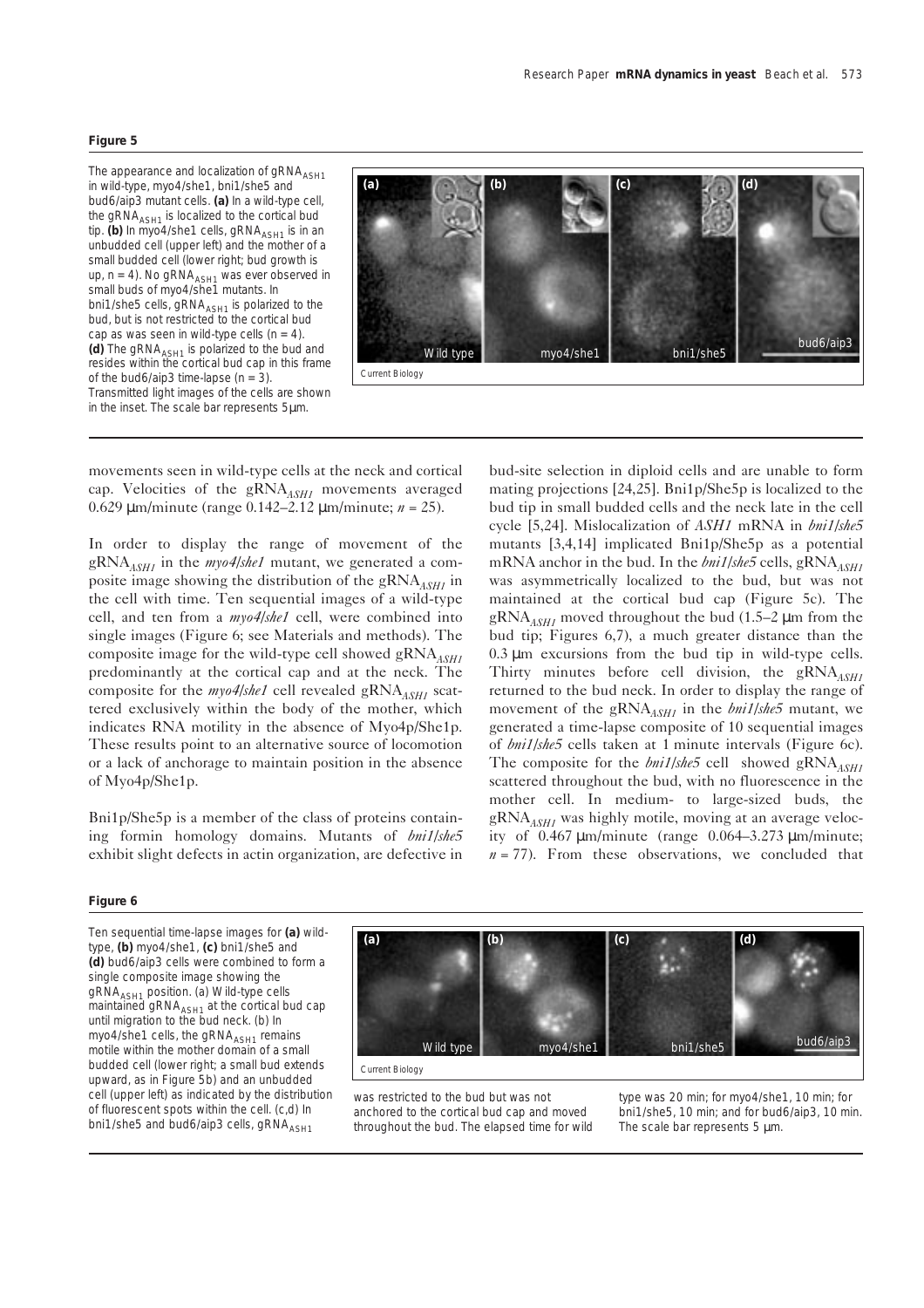**Figure 5**

The appearance and localization of $gRNA_{ASH1}$ in wild-type, myo4/she1, bni1/she5 and bud6/aip3 mutant cells. **(a)** In a wild-type cell, the $gRNA_{ASH1}$ is localized to the cortical bud tip. **(b)** In myo4/she1 cells, $gRNA_{ASH1}$ is in an unbudded cell (upper left) and the mother of a small budded cell (lower right; bud growth is up, n = 4). No $gRNA_{ASH1}$ was ever observed in small buds of myo4/she1 mutants. In bni1/she5 cells, $gRNA_{ASH1}$ is polarized to the bud, but is not restricted to the cortical bud cap as was seen in wild-type cells (n = 4). **(d)** The $gRNA_{ASH1}$ is polarized to the bud and resides within the cortical bud cap in this frame of the bud6/aip3 time-lapse (n = 3). Transmitted light images of the cells are shown in the inset. The scale bar represents 5 μm.

movements seen in wild-type cells at the neck and cortical cap. Velocities of the $gRNA_{ASH1}$ movements averaged 0.629 μm/minute (range 0.142–2.12 μm/minute; $n = 25$).

In order to display the range of movement of the $gRNA_{ASH1}$ in the *myo4/she1* mutant, we generated a composite image showing the distribution of the $gRNA_{ASH1}$ in the cell with time. Ten sequential images of a wild-type cell, and ten from a *myo4/she1* cell, were combined into single images (Figure 6; see Materials and methods). The composite image for the wild-type cell showed $gRNA_{ASH1}$ predominantly at the cortical cap and at the neck. The composite for the *myo4/she1* cell revealed $gRNA_{ASH1}$ scattered exclusively within the body of the mother, which indicates RNA motility in the absence of Myo4p/She1p. These results point to an alternative source of locomotion or a lack of anchorage to maintain position in the absence of Myo4p/She1p.

Bni1p/She5p is a member of the class of proteins containing formin homology domains. Mutants of *bni1/she5* exhibit slight defects in actin organization, are defective in bud-site selection in diploid cells and are unable to form mating projections [24,25]. Bni1p/She5p is localized to the bud tip in small budded cells and the neck late in the cell cycle [5,24]. Mislocalization of *ASH1* mRNA in *bni1/she5* mutants [3,4,14] implicated Bni1p/She5p as a potential mRNA anchor in the bud. In the *bni1/she5* cells, $gRNA_{ASH1}$ was asymmetrically localized to the bud, but was not maintained at the cortical bud cap (Figure 5c). The $gRNA_{ASH1}$ moved throughout the bud (1.5–2 μm from the bud tip; Figures 6,7), a much greater distance than the 0.3 μm excursions from the bud tip in wild-type cells. Thirty minutes before cell division, the $gRNA_{ASH1}$ returned to the bud neck. In order to display the range of movement of the $gRNA_{ASH1}$ in the *bni1/she5* mutant, we generated a time-lapse composite of 10 sequential images of *bni1/she5* cells taken at 1 minute intervals (Figure 6c). The composite for the *bni1/she5* cell showed $gRNA_{ASH1}$ scattered throughout the bud, with no fluorescence in the mother cell. In medium- to large-sized buds, the $gRNA_{ASH1}$ was highly motile, moving at an average velocity of 0.467 μm/minute (range 0.064–3.273 μm/minute; $n = 77$). From these observations, we concluded that

**Figure 6**

Ten sequential time-lapse images for **(a)** wild-type, **(b)** myo4/she1, **(c)** bni1/she5 and **(d)** bud6/aip3 cells were combined to form a single composite image showing the $gRNA_{ASH1}$ position. (a) Wild-type cells maintained $gRNA_{ASH1}$ at the cortical bud cap until migration to the bud neck. (b) In myo4/she1 cells, the $gRNA_{ASH1}$ remains motile within the mother domain of a small budded cell (lower right; a small bud extends upward, as in Figure 5b) and an unbudded cell (upper left) as indicated by the distribution of fluorescent spots within the cell. (c,d) In bni1/she5 and bud6/aip3 cells, $gRNA_{ASH1}$ was restricted to the bud but was not anchored to the cortical bud cap and moved throughout the bud. The elapsed time for wild type was 20 min; for myo4/she1, 10 min; for bni1/she5, 10 min; and for bud6/aip3, 10 min. The scale bar represents 5 μm.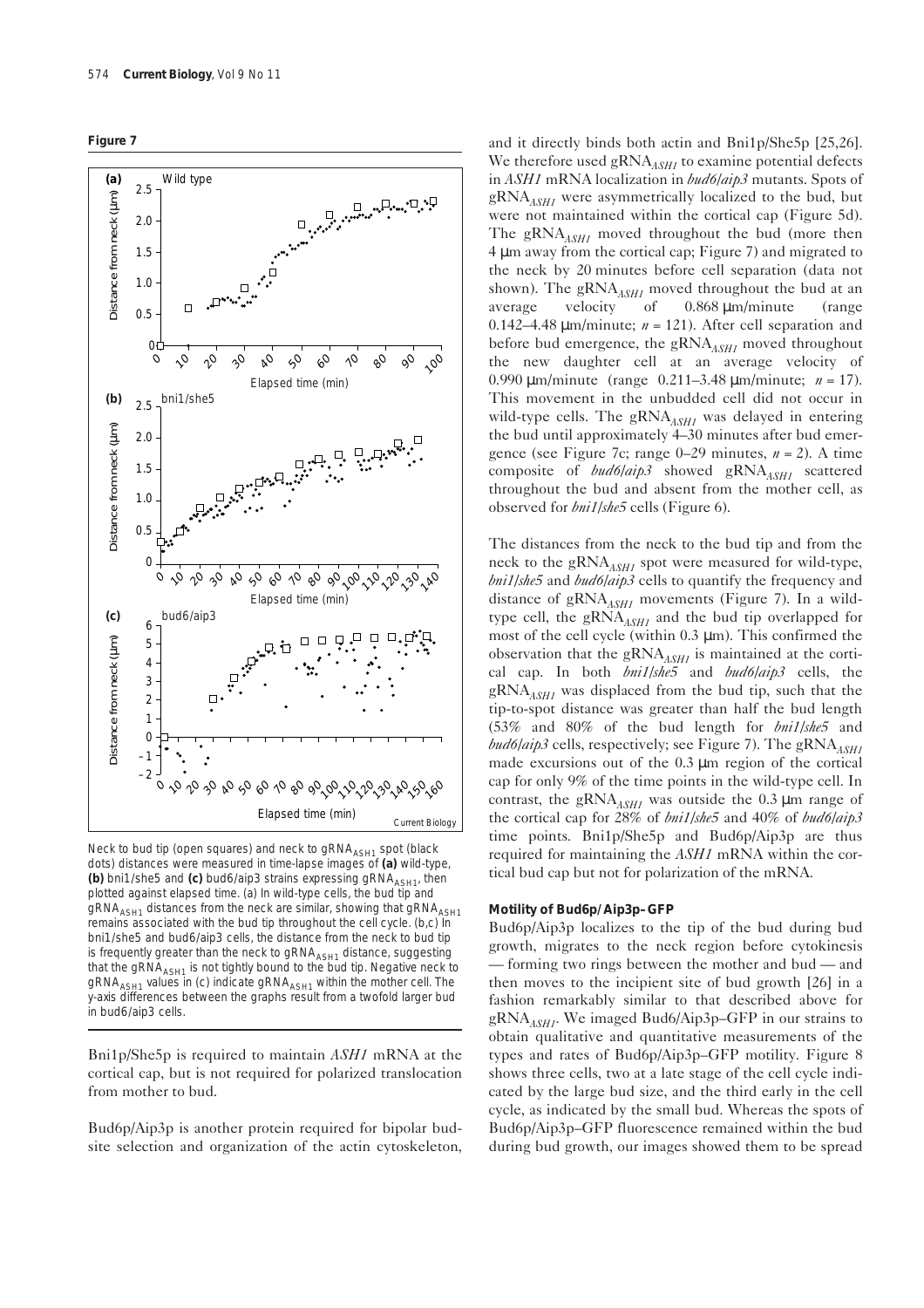**Figure 7**

Neck to bud tip (open squares) and neck to $gRNA_{ASH1}$ spot (black dots) distances were measured in time-lapse images of **(a)** wild-type, **(b)** bni1/she5 and **(c)** bud6/aip3 strains expressing $gRNA_{ASH1}$, then plotted against elapsed time. (a) In wild-type cells, the bud tip and $gRNA_{ASH1}$ distances from the neck are similar, showing that $gRNA_{ASH1}$ remains associated with the bud tip throughout the cell cycle. (b,c) In bni1/she5 and bud6/aip3 cells, the distance from the neck to bud tip is frequently greater than the neck to $gRNA_{ASH1}$ distance, suggesting that the $gRNA_{ASH1}$ is not tightly bound to the bud tip. Negative neck to $gRNA_{ASH1}$ values in (c) indicate $gRNA_{ASH1}$ within the mother cell. The y-axis differences between the graphs result from a twofold larger bud in bud6/aip3 cells.

Bni1p/She5p is required to maintain *ASH1* mRNA at the cortical cap, but is not required for polarized translocation from mother to bud.

Bud6p/Aip3p is another protein required for bipolar bud-site selection and organization of the actin cytoskeleton, and it directly binds both actin and Bni1p/She5p [25,26]. We therefore used $gRNA_{ASH1}$ to examine potential defects in *ASH1* mRNA localization in *bud6/aip3* mutants. Spots of $gRNA_{ASH1}$ were asymmetrically localized to the bud, but were not maintained within the cortical cap (Figure 5d). The $gRNA_{ASH1}$ moved throughout the bud (more then 4 μm away from the cortical cap; Figure 7) and migrated to the neck by 20 minutes before cell separation (data not shown). The $gRNA_{ASH1}$ moved throughout the bud at an average velocity of 0.868 μm/minute (range 0.142–4.48 μm/minute; $n = 121$). After cell separation and before bud emergence, the $gRNA_{ASH1}$ moved throughout the new daughter cell at an average velocity of 0.990 μm/minute (range 0.211–3.48 μm/minute; $n = 17$). This movement in the unbudded cell did not occur in wild-type cells. The $gRNA_{ASH1}$ was delayed in entering the bud until approximately 4–30 minutes after bud emergence (see Figure 7c; range 0–29 minutes, $n = 2$). A time composite of *bud6/aip3* showed $gRNA_{ASH1}$ scattered throughout the bud and absent from the mother cell, as observed for *bni1/she5* cells (Figure 6).

The distances from the neck to the bud tip and from the neck to the $gRNA_{ASH1}$ spot were measured for wild-type, *bni1/she5* and *bud6/aip3* cells to quantify the frequency and distance of $gRNA_{ASH1}$ movements (Figure 7). In a wild-type cell, the $gRNA_{ASH1}$ and the bud tip overlapped for most of the cell cycle (within 0.3 μm). This confirmed the observation that the $gRNA_{ASH1}$ is maintained at the cortical cap. In both *bni1/she5* and *bud6/aip3* cells, the $gRNA_{ASH1}$ was displaced from the bud tip, such that the tip-to-spot distance was greater than half the bud length (53% and 80% of the bud length for *bni1/she5* and *bud6/aip3* cells, respectively; see Figure 7). The $gRNA_{ASH1}$ made excursions out of the 0.3 μm region of the cortical cap for only 9% of the time points in the wild-type cell. In contrast, the $gRNA_{ASH1}$ was outside the 0.3 μm range of the cortical cap for 28% of *bni1/she5* and 40% of *bud6/aip3* time points. Bni1p/She5p and Bud6p/Aip3p are thus required for maintaining the *ASH1* mRNA within the cortical bud cap but not for polarization of the mRNA.

#### Motility of Bud6p/Aip3p–GFP

Bud6p/Aip3p localizes to the tip of the bud during bud growth, migrates to the neck region before cytokinesis — forming two rings between the mother and bud — and then moves to the incipient site of bud growth [26] in a fashion remarkably similar to that described above for $gRNA_{ASH1}$. We imaged Bud6p/Aip3p–GFP in our strains to obtain qualitative and quantitative measurements of the types and rates of Bud6p/Aip3p–GFP motility. Figure 8 shows three cells, two at a late stage of the cell cycle indicated by the large bud size, and the third early in the cell cycle, as indicated by the small bud. Whereas the spots of Bud6p/Aip3p–GFP fluorescence remained within the bud during bud growth, our images showed them to be spread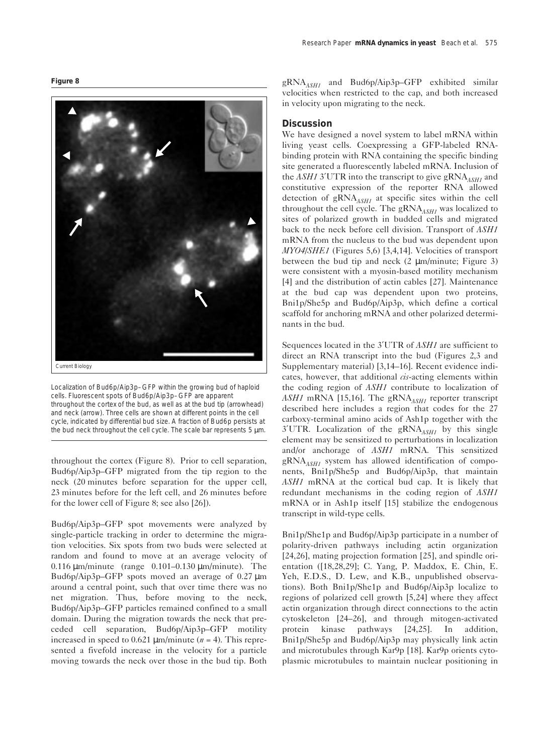**Figure 8**

Localization of Bud6p/Aip3p–GFP within the growing bud of haploid cells. Fluorescent spots of Bud6p/Aip3p–GFP are apparent throughout the cortex of the bud, as well as at the bud tip (arrowhead) and neck (arrow). Three cells are shown at different points in the cell cycle, indicated by differential bud size. A fraction of Bud6p persists at the bud neck throughout the cell cycle. The scale bar represents 5 μm.

throughout the cortex (Figure 8). Prior to cell separation, Bud6p/Aip3p–GFP migrated from the tip region to the neck (20 minutes before separation for the upper cell, 23 minutes before for the left cell, and 26 minutes before for the lower cell of Figure 8; see also [26]).

Bud6p/Aip3p–GFP spot movements were analyzed by single-particle tracking in order to determine the migration velocities. Six spots from two buds were selected at random and found to move at an average velocity of 0.116 μm/minute (range 0.101–0.130 μm/minute). The Bud6p/Aip3p–GFP spots moved an average of 0.27 μm around a central point, such that over time there was no net migration. Thus, before moving to the neck, Bud6p/Aip3p–GFP particles remained confined to a small domain. During the migration towards the neck that preceded cell separation, Bud6p/Aip3p–GFP motility increased in speed to 0.621 μm/minute ($n = 4$). This represented a fivefold increase in the velocity for a particle moving towards the neck over those in the bud tip. Both $gRNA_{ASH1}$ and Bud6p/Aip3p–GFP exhibited similar velocities when restricted to the cap, and both increased in velocity upon migrating to the neck.

## Discussion

We have designed a novel system to label mRNA within living yeast cells. Coexpressing a GFP-labeled RNA-binding protein with RNA containing the specific binding site generated a fluorescently labeled mRNA. Inclusion of the *ASH1* 3′UTR into the transcript to give $gRNA_{ASH1}$ and constitutive expression of the reporter RNA allowed detection of $gRNA_{ASH1}$ at specific sites within the cell throughout the cell cycle. The $gRNA_{ASH1}$ was localized to sites of polarized growth in budded cells and migrated back to the neck before cell division. Transport of *ASH1* mRNA from the nucleus to the bud was dependent upon *MYO4/SHE1* (Figures 5,6) [3,4,14]. Velocities of transport between the bud tip and neck (2 μm/minute; Figure 3) were consistent with a myosin-based motility mechanism [4] and the distribution of actin cables [27]. Maintenance at the bud cap was dependent upon two proteins, Bni1p/She5p and Bud6p/Aip3p, which define a cortical scaffold for anchoring mRNA and other polarized determinants in the bud.

Sequences located in the 3′UTR of *ASH1* are sufficient to direct an RNA transcript into the bud (Figures 2,3 and Supplementary material) [3,14–16]. Recent evidence indicates, however, that additional *cis*-acting elements within the coding region of *ASH1* contribute to localization of *ASH1* mRNA [15,16]. The $gRNA_{ASH1}$ reporter transcript described here includes a region that codes for the 27 carboxy-terminal amino acids of Ash1p together with the 3′UTR. Localization of the $gRNA_{ASH1}$ by this single element may be sensitized to perturbations in localization and/or anchorage of *ASH1* mRNA. This sensitized $gRNA_{ASH1}$ system has allowed identification of components, Bni1p/She5p and Bud6p/Aip3p, that maintain *ASH1* mRNA at the cortical bud cap. It is likely that redundant mechanisms in the coding region of *ASH1* mRNA or in Ash1p itself [15] stabilize the endogenous transcript in wild-type cells.

Bni1p/She1p and Bud6p/Aip3p participate in a number of polarity-driven pathways including actin organization [24,26], mating projection formation [25], and spindle orientation ([18,28,29]; C. Yang, P. Maddox, E. Chin, E. Yeh, E.D.S., D. Lew, and K.B., unpublished observations). Both Bni1p/She1p and Bud6p/Aip3p localize to regions of polarized cell growth [5,24] where they affect actin organization through direct connections to the actin cytoskeleton [24–26], and through mitogen-activated protein kinase pathways [24,25]. In addition, Bni1p/She5p and Bud6p/Aip3p may physically link actin and microtubules through Kar9p [18]. Kar9p orients cytoplasmic microtubules to maintain nuclear positioning in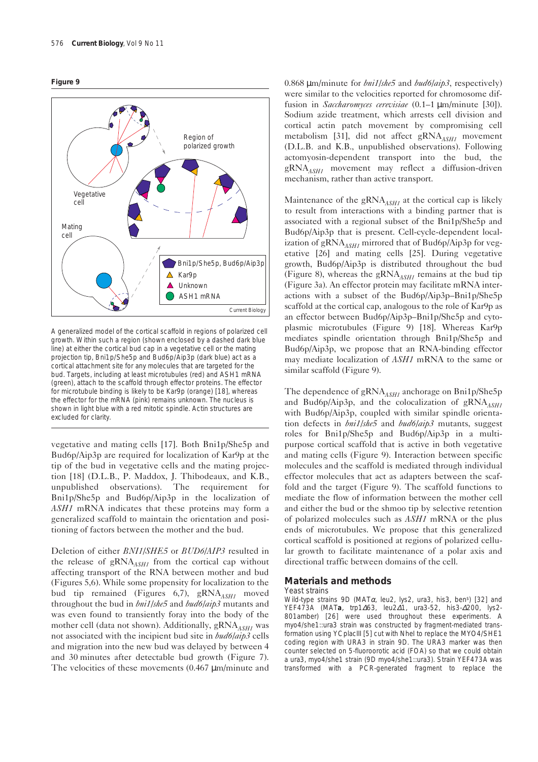**Figure 9**

A generalized model of the cortical scaffold in regions of polarized cell growth. Within such a region (shown enclosed by a dashed dark blue line) at either the cortical bud cap in a vegetative cell or the mating projection tip, Bni1p/She5p and Bud6p/Aip3p (dark blue) act as a cortical attachment site for any molecules that are targeted for the bud. Targets, including at least microtubules (red) and ASH1 mRNA (green), attach to the scaffold through effector proteins. The effector for microtubule binding is likely to be Kar9p (orange) [18], whereas the effector for the mRNA (pink) remains unknown. The nucleus is shown in light blue with a red mitotic spindle. Actin structures are excluded for clarity.

vegetative and mating cells [17]. Both Bni1p/She5p and Bud6p/Aip3p are required for localization of Kar9p at the tip of the bud in vegetative cells and the mating projection [18] (D.L.B., P. Maddox, J. Thibodeaux, and K.B., unpublished observations). The requirement for Bni1p/She5p and Bud6p/Aip3p in the localization of *ASH1* mRNA indicates that these proteins may form a generalized scaffold to maintain the orientation and positioning of factors between the mother and the bud.

Deletion of either *BNI1/SHE5* or *BUD6/AIP3* resulted in the release of gRNA$_{ASH1}$ from the cortical cap without affecting transport of the RNA between mother and bud (Figures 5,6). While some propensity for localization to the bud tip remained (Figures 6,7), gRNA$_{ASH1}$ moved throughout the bud in *bni1/she5* and *bud6/aip3* mutants and was even found to transiently foray into the body of the mother cell (data not shown). Additionally, gRNA$_{ASH1}$ was not associated with the incipient bud site in *bud6/aip3* cells and migration into the new bud was delayed by between 4 and 30 minutes after detectable bud growth (Figure 7). The velocities of these movements (0.467 μm/minute and 0.868 μm/minute for *bni1/she5* and *bud6/aip3*, respectively) were similar to the velocities reported for chromosome diffusion in *Saccharomyces cerevisiae* (0.1–1 μm/minute [30]). Sodium azide treatment, which arrests cell division and cortical actin patch movement by compromising cell metabolism [31], did not affect gRNA$_{ASH1}$ movement (D.L.B. and K.B., unpublished observations). Following actomyosin-dependent transport into the bud, the gRNA$_{ASH1}$ movement may reflect a diffusion-driven mechanism, rather than active transport.

Maintenance of the gRNA$_{ASH1}$ at the cortical cap is likely to result from interactions with a binding partner that is associated with a regional subset of the Bni1p/She5p and Bud6p/Aip3p that is present. Cell-cycle-dependent localization of gRNA$_{ASH1}$ mirrored that of Bud6p/Aip3p for vegetative [26] and mating cells [25]. During vegetative growth, Bud6p/Aip3p is distributed throughout the bud (Figure 8), whereas the gRNA$_{ASH1}$ remains at the bud tip (Figure 3a). An effector protein may facilitate mRNA interactions with a subset of the Bud6p/Aip3p–Bni1p/She5p scaffold at the cortical cap, analogous to the role of Kar9p as an effector between Bud6p/Aip3p–Bni1p/She5p and cytoplasmic microtubules (Figure 9) [18]. Whereas Kar9p mediates spindle orientation through Bni1p/She5p and Bud6p/Aip3p, we propose that an RNA-binding effector may mediate localization of *ASH1* mRNA to the same or similar scaffold (Figure 9).

The dependence of gRNA$_{ASH1}$ anchorage on Bni1p/She5p and Bud6p/Aip3p, and the colocalization of gRNA$_{ASH1}$ with Bud6p/Aip3p, coupled with similar spindle orientation defects in *bni1/she5* and *bud6/aip3* mutants, suggest roles for Bni1p/She5p and Bud6p/Aip3p in a multipurpose cortical scaffold that is active in both vegetative and mating cells (Figure 9). Interaction between specific molecules and the scaffold is mediated through individual effector molecules that act as adapters between the scaffold and the target (Figure 9). The scaffold functions to mediate the flow of information between the mother cell and either the bud or the shmoo tip by selective retention of polarized molecules such as *ASH1* mRNA or the plus ends of microtubules. We propose that this generalized cortical scaffold is positioned at regions of polarized cellular growth to facilitate maintenance of a polar axis and directional traffic between domains of the cell.

## Materials and methods

### Yeast strains

Wild-type strains 9D (MATα, leu2, lys2, ura3, his3, ben[s]) [32] and YEF473A (MAT**a**, trp1Δ63, leu2Δ1, ura3-52, his3-Δ200, lys2-801amber) [26] were used throughout these experiments. A myo4/she1::ura3 strain was constructed by fragment-mediated transformation using YCplacIII [5] cut with NheI to replace the MYO4/SHE1 coding region with URA3 in strain 9D. The URA3 marker was then counter selected on 5-fluoroorotic acid (FOA) so that we could obtain a ura3, myo4/she1 strain (9D myo4/she1::ura3). Strain YEF473A was transformed with a PCR-generated fragment to replace the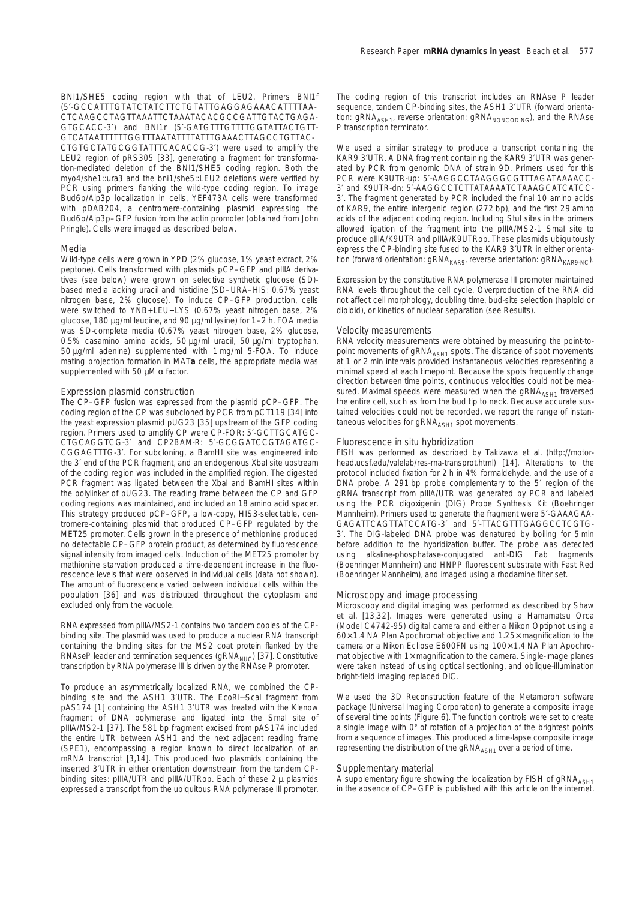BNI1/SHE5 coding region with that of LEU2. Primers BNI1f (5′-GCCATTTGTATCTATCTTCTGTATTGAGGAGAAACATTTTAA-CTCAAGCCTAGTTAAATTCTAAATACACGCCGATTGTACTGAGA-GTGCACC-3′) and BNI1r (5′-GATGTTTGTTTTGGTATTACTGTT-GTCATAATTTTTTGGTTTAATATTTTATTTGAAACTTAGCCTGTTAC-CTGTGCTATGCGGTATTTCACACCG-3′) were used to amplify the LEU2 region of pRS305 [33], generating a fragment for transformation-mediated deletion of the BNI1/SHE5 coding region. Both the myo4/she1::ura3 and the bni1/she5::LEU2 deletions were verified by PCR using primers flanking the wild-type coding region. To image Bud6p/Aip3p localization in cells, YEF473A cells were transformed with pDAB204, a centromere-containing plasmid expressing the Bud6p/Aip3p–GFP fusion from the actin promoter (obtained from John Pringle). Cells were imaged as described below.

### Media

Wild-type cells were grown in YPD (2% glucose, 1% yeast extract, 2% peptone). Cells transformed with plasmids pCP–GFP and pIIIA derivatives (see below) were grown on selective synthetic glucose (SD)-based media lacking uracil and histidine (SD–URA–HIS: 0.67% yeast nitrogen base, 2% glucose). To induce CP–GFP production, cells were switched to YNB+LEU+LYS (0.67% yeast nitrogen base, 2% glucose, 180 μg/ml leucine, and 90 μg/ml lysine) for 1–2 h. FOA media was SD-complete media (0.67% yeast nitrogen base, 2% glucose, 0.5% casamino amino acids, 50 μg/ml uracil, 50 μg/ml tryptophan, 50 μg/ml adenine) supplemented with 1 mg/ml 5-FOA. To induce mating projection formation in MAT**a** cells, the appropriate media was supplemented with 50 μM α factor.

### Expression plasmid construction

The CP–GFP fusion was expressed from the plasmid pCP–GFP. The coding region of the CP was subcloned by PCR from pCT119 [34] into the yeast expression plasmid pUG23 [35] upstream of the GFP coding region. Primers used to amplify CP were CP-FOR: 5′-GCTTGCATGC-CTGCAGGTCG-3′ and CP2BAM-R: 5′-GCGGATCCGTAGATGC-CGGAGTTTG-3′. For subcloning, a BamHI site was engineered into the 3′ end of the PCR fragment, and an endogenous XbaI site upstream of the coding region was included in the amplified region. The digested PCR fragment was ligated between the XbaI and BamHI sites within the polylinker of pUG23. The reading frame between the CP and GFP coding regions was maintained, and included an 18 amino acid spacer. This strategy produced pCP–GFP, a low-copy, HIS3-selectable, centromere-containing plasmid that produced CP–GFP regulated by the MET25 promoter. Cells grown in the presence of methionine produced no detectable CP–GFP protein product, as determined by fluorescence signal intensity from imaged cells. Induction of the MET25 promoter by methionine starvation produced a time-dependent increase in the fluorescence levels that were observed in individual cells (data not shown). The amount of fluorescence varied between individual cells within the population [36] and was distributed throughout the cytoplasm and excluded only from the vacuole.

RNA expressed from pIIIA/MS2-1 contains two tandem copies of the CP-binding site. The plasmid was used to produce a nuclear RNA transcript containing the binding sites for the MS2 coat protein flanked by the RNAseP leader and termination sequences ($gRNA_{NUC}$) [37]. Constitutive transcription by RNA polymerase III is driven by the RNAse P promoter.

To produce an asymmetrically localized RNA, we combined the CP-binding site and the ASH1 3′UTR. The EcoRI–ScaI fragment from pAS174 [1] containing the ASH1 3′UTR was treated with the Klenow fragment of DNA polymerase and ligated into the SmaI site of pIIIA/MS2-1 [37]. The 581 bp fragment excised from pAS174 included the entire UTR between ASH1 and the next adjacent reading frame (SPE1), encompassing a region known to direct localization of an mRNA transcript [3,14]. This produced two plasmids containing the inserted 3′UTR in either orientation downstream from the tandem CP-binding sites: pIIIA/UTR and pIIIA/UTRop. Each of these 2 μ plasmids expressed a transcript from the ubiquitous RNA polymerase III promoter. The coding region of this transcript includes an RNAse P leader sequence, tandem CP-binding sites, the ASH1 3′UTR (forward orientation: $gRNA_{ASH1}$, reverse orientation: $gRNA_{NONCODING}$), and the RNAse P transcription terminator.

We used a similar strategy to produce a transcript containing the KAR9 3′UTR. A DNA fragment containing the KAR9 3′UTR was generated by PCR from genomic DNA of strain 9D. Primers used for this PCR were K9UTR-up: 5′-AAGGCCTAAGGGCGTTTAGATAAAACC-3′ and K9UTR-dn: 5′-AAGGCCTCTTATAAAATCTAAAGCATCATCC-3′. The fragment generated by PCR included the final 10 amino acids of KAR9, the entire intergenic region (272 bp), and the first 29 amino acids of the adjacent coding region. Including StuI sites in the primers allowed ligation of the fragment into the pIIIA/MS2-1 SmaI site to produce pIIIA/K9UTR and pIIIA/K9UTRop. These plasmids ubiquitously express the CP-binding site fused to the KAR9 3′UTR in either orientation (forward orientation: $gRNA_{KAR9}$, reverse orientation: $gRNA_{KAR9\text{-}NC}$).

Expression by the constitutive RNA polymerase III promoter maintained RNA levels throughout the cell cycle. Overproduction of the RNA did not affect cell morphology, doubling time, bud-site selection (haploid or diploid), or kinetics of nuclear separation (see Results).

### Velocity measurements

RNA velocity measurements were obtained by measuring the point-to-point movements of $gRNA_{ASH1}$ spots. The distance of spot movements at 1 or 2 min intervals provided instantaneous velocities representing a minimal speed at each timepoint. Because the spots frequently change direction between time points, continuous velocities could not be measured. Maximal speeds were measured when the $gRNA_{ASH1}$ traversed the entire cell, such as from the bud tip to neck. Because accurate sustained velocities could not be recorded, we report the range of instantaneous velocities for $gRNA_{ASH1}$ spot movements.

### Fluorescence in situ hybridization

FISH was performed as described by Takizawa et al. (http://motorhead.ucsf.edu/valelab/res-rna-transprot.html) [14]. Alterations to the protocol included fixation for 2 h in 4% formaldehyde, and the use of a DNA probe. A 291 bp probe complementary to the 5′ region of the gRNA transcript from pIIIA/UTR was generated by PCR and labeled using the PCR digoxigenin (DIG) Probe Synthesis Kit (Boehringer Mannheim). Primers used to generate the fragment were 5′-GAAAGAA-GAGATTCAGTTATCCATG-3′ and 5′-TTACGTTTGAGGCCTCGTG-3′. The DIG-labeled DNA probe was denatured by boiling for 5 min before addition to the hybridization buffer. The probe was detected using alkaline-phosphatase-conjugated anti-DIG Fab fragments (Boehringer Mannheim) and HNPP fluorescent substrate with Fast Red (Boehringer Mannheim), and imaged using a rhodamine filter set.

### Microscopy and image processing

Microscopy and digital imaging was performed as described by Shaw et al. [13,32]. Images were generated using a Hamamatsu Orca (Model C4742-95) digital camera and either a Nikon Optiphot using a 60× 1.4 NA Plan Apochromat objective and 1.25× magnification to the camera or a Nikon Eclipse E600FN using 100× 1.4 NA Plan Apochromat objective with 1× magnification to the camera. Single-image planes were taken instead of using optical sectioning, and oblique-illumination bright-field imaging replaced DIC.

We used the 3D Reconstruction feature of the Metamorph software package (Universal Imaging Corporation) to generate a composite image of several time points (Figure 6). The function controls were set to create a single image with 0° of rotation of a projection of the brightest points from a sequence of images. This produced a time-lapse composite image representing the distribution of the $gRNA_{ASH1}$ over a period of time.

### Supplementary material

A supplementary figure showing the localization by FISH of $gRNA_{ASH1}$ in the absence of CP–GFP is published with this article on the internet.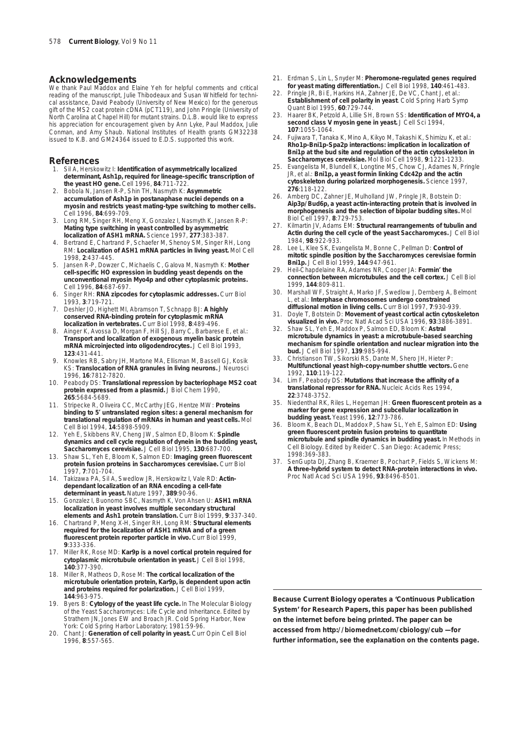## Acknowledgements

We thank Paul Maddox and Elaine Yeh for helpful comments and critical reading of the manuscript, Julie Thibodeaux and Susan Whitfield for technical assistance, David Peabody (University of New Mexico) for the generous gift of the MS2 coat protein cDNA (pCT119), and John Pringle (University of North Carolina at Chapel Hill) for mutant strains. D.L.B. would like to express his appreciation for encouragement given by Ann Lyke, Paul Maddox, Julie Conman, and Amy Shaub. National Institutes of Health grants GM32238 issued to K.B. and GM24364 issued to E.D.S. supported this work.

## References

1. Sil A, Herskowitz I: **Identification of asymmetrically localized determinant, Ash1p, required for lineage-specific transcription of the yeast HO gene.** Cell 1996, **84**:711-722.
2. Bobola N, Jansen R-P, Shin TH, Nasmyth K: **Asymmetric accumulation of Ash1p in postanaphase nuclei depends on a myosin and restricts yeast mating-type switching to mother cells.** Cell 1996, **84**:699-709.
3. Long RM, Singer RH, Meng X, Gonzalez I, Nasmyth K, Jansen R-P: **Mating type switching in yeast controlled by asymmetric localization of ASH1 mRNA.** Science 1997, **277**:383-387.
4. Bertrand E, Chartrand P, Schaefer M, Shenoy SM, Singer RH, Long RM: **Localization of ASH1 mRNA particles in living yeast.** Mol Cell 1998, **2**:437-445.
5. Jansen R-P, Dowzer C, Michaelis C, Galova M, Nasmyth K: **Mother cell-specific HO expression in budding yeast depends on the unconventional myosin Myo4p and other cytoplasmic proteins.** Cell 1996, **84**:687-697.
6. Singer RH: **RNA zipcodes for cytoplasmic addresses.** Curr Biol 1993, **3**:719-721.
7. Deshler JO, Highett MI, Abramson T, Schnapp BJ: **A highly conserved RNA-binding protein for cytoplasmic mRNA localization in vertebrates.** Curr Biol 1998, **8**:489-496.
8. Ainger K, Avossa D, Morgan F, Hill SJ, Barry C, Barbarese E, et al.: **Transport and localization of exogenous myelin basic protein mRNA microinjected into oligodendrocytes.** J Cell Biol 1993, **123**:431-441.
9. Knowles RB, Sabry JH, Martone MA, Ellisman M, Bassell GJ, Kosik KS: **Translocation of RNA granules in living neurons.** J Neurosci 1996, **16**:7812-7820.
10. Peabody DS: **Translational repression by bacteriophage MS2 coat protein expressed from a plasmid.** J Biol Chem 1990, **265**:5684-5689.
11. Stripecke R, Oliveira CC, McCarthy JEG, Hentze MW: **Proteins binding to 5′ untranslated region sites: a general mechanism for translational regulation of mRNAs in human and yeast cells.** Mol Cell Biol 1994, **14**:5898-5909.
12. Yeh E, Skibbens RV, Cheng JW, Salmon ED, Bloom K: **Spindle dynamics and cell cycle regulation of dynein in the budding yeast, Saccharomyces cerevisiae.** J Cell Biol 1995, **130**:687-700.
13. Shaw SL, Yeh E, Bloom K, Salmon ED: **Imaging green fluorescent protein fusion proteins in Saccharomyces cerevisiae.** Curr Biol 1997, **7**:701-704.
14. Takizawa PA, Sil A, Swedlow JR, Herskowitz I, Vale RD: **Actin-dependant localization of an RNA encoding a cell-fate determinant in yeast.** Nature 1997, **389**:90-96.
15. Gonzalez I, Buonomo SBC, Nasmyth K, Von Ahsen U: **ASH1 mRNA localization in yeast involves multiple secondary structural elements and Ash1 protein translation.** Curr Biol 1999, **9**:337-340.
16. Chartrand P, Meng X-H, Singer RH, Long RM: **Structural elements required for the localization of ASH1 mRNA and of a green fluorescent protein reporter particle in vivo.** Curr Biol 1999, **9**:333-336.
17. Miller RK, Rose MD: **Kar9p is a novel cortical protein required for cytoplasmic microtubule orientation in yeast.** J Cell Biol 1998, **140**:377-390.
18. Miller R, Matheos D, Rose M: **The cortical localization of the microtubule orientation protein, Kar9p, is dependent upon actin and proteins required for polarization.** J Cell Biol 1999, **144**:963-975.
19. Byers B: **Cytology of the yeast life cycle.** In The Molecular Biology of the Yeast Saccharomyces: Life Cycle and Inheritance. Edited by Strathern JN, Jones EW and Broach JR. Cold Spring Harbor, New York: Cold Spring Harbor Laboratory; 1981:59-96.
20. Chant J: **Generation of cell polarity in yeast.** Curr Opin Cell Biol 1996, **8**:557-565.
21. Erdman S, Lin L, Snyder M: **Pheromone-regulated genes required for yeast mating differentiation.** J Cell Biol 1998, **140**:461-483.
22. Pringle JR, Bi E, Harkins HA, Zahner JE, De VC, Chant J, et al.: **Establishment of cell polarity in yeast**. Cold Spring Harb Symp Quant Biol 1995, **60**:729-744.
23. Haarer BK, Petzold A, Lillie SH, Brown SS: **Identification of MYO4, a second class V myosin gene in yeast.** J Cell Sci 1994, **107**:1055-1064.
24. Fujiwara T, Tanaka K, Mino A, Kikyo M, Takashi K, Shimizu K, et al.: **Rho1p-Bni1p-Spa2p interactions: implication in localization of Bni1p at the bud site and regulation of the actin cytoskeleton in Saccharomyces cerevisiae.** Mol Biol Cell 1998, **9**:1221-1233.
25. Evangelista M, Blundell K, Longtine MS, Chow CJ, Adames N, Pringle JR, et al.: **Bni1p, a yeast formin linking Cdc42p and the actin cytoskeleton during polarized morphogenesis.** Science 1997, **276**:118-122.
26. Amberg DC, Zahner JE, Mulholland JW, Pringle JR, Botstein D: **Aip3p/Bud6p, a yeast actin-interacting protein that is involved in morphogenesis and the selection of bipolar budding sites.** Mol Biol Cell 1997, **8**:729-753.
27. Kilmartin JV, Adams EM: **Structural rearrangements of tubulin and Actin during the cell cycle of the yeast Saccharomyces.** J Cell Biol 1984, **98**:922-933.
28. Lee L, Klee SK, Evangelista M, Bonne C, Pellman D: **Control of mitotic spindle position by the Saccharomyces cerevisiae formin Bni1p.** J Cell Biol 1999, **144**:947-961.
29. Heil-Chapdelaine RA, Adames NR, Cooper JA: **Formin' the connection between microtubules and the cell cortex.** J Cell Biol 1999, **144**:809-811.
30. Marshall WF, Straight A, Marko JF, Swedlow J, Dernberg A, Belmont L, et al.: **Interphase chromosomes undergo constrained diffusional motion in living cells.** Curr Biol 1997, **7**:930-939.
31. Doyle T, Botstein D: **Movement of yeast cortical actin cytoskeleton visualized in vivo.** Proc Natl Acad Sci USA 1996, **93**:3886-3891.
32. Shaw SL, Yeh E, Maddox P, Salmon ED, Bloom K: **Astral microtubule dynamics in yeast: a microtubule-based searching mechanism for spindle orientation and nuclear migration into the bud.** J Cell Biol 1997, **139**:985-994.
33. Christianson TW, Sikorski RS, Dante M, Shero JH, Hieter P: **Multifunctional yeast high-copy-number shuttle vectors.** Gene 1992, **110**:119-122.
34. Lim F, Peabody DS: **Mutations that increase the affinity of a translational repressor for RNA.** Nucleic Acids Res 1994, **22**:3748-3752.
35. Niedenthal RK, Riles L, Hegeman JH: **Green fluorescent protein as a marker for gene expression and subcellular localization in budding yeast.** Yeast 1996, **12**:773-786.
36. Bloom K, Beach DL, Maddox P, Shaw SL, Yeh E, Salmon ED: **Using green fluorescent protein fusion proteins to quantitate microtubule and spindle dynamics in budding yeast.** In Methods in Cell Biology. Edited by Reider C. San Diego: Academic Press; 1998:369-383.
37. SenGupta DJ, Zhang B, Kraemer B, Pochart P, Fields S, Wickens M: **A three-hybrid system to detect RNA-protein interactions in vivo.** Proc Natl Acad Sci USA 1996, **93**:8496-8501.

**Because Current Biology operates a 'Continuous Publication System' for Research Papers, this paper has been published on the internet before being printed. The paper can be accessed from http://biomednet.com/cbiology/cub —for further information, see the explanation on the contents page.**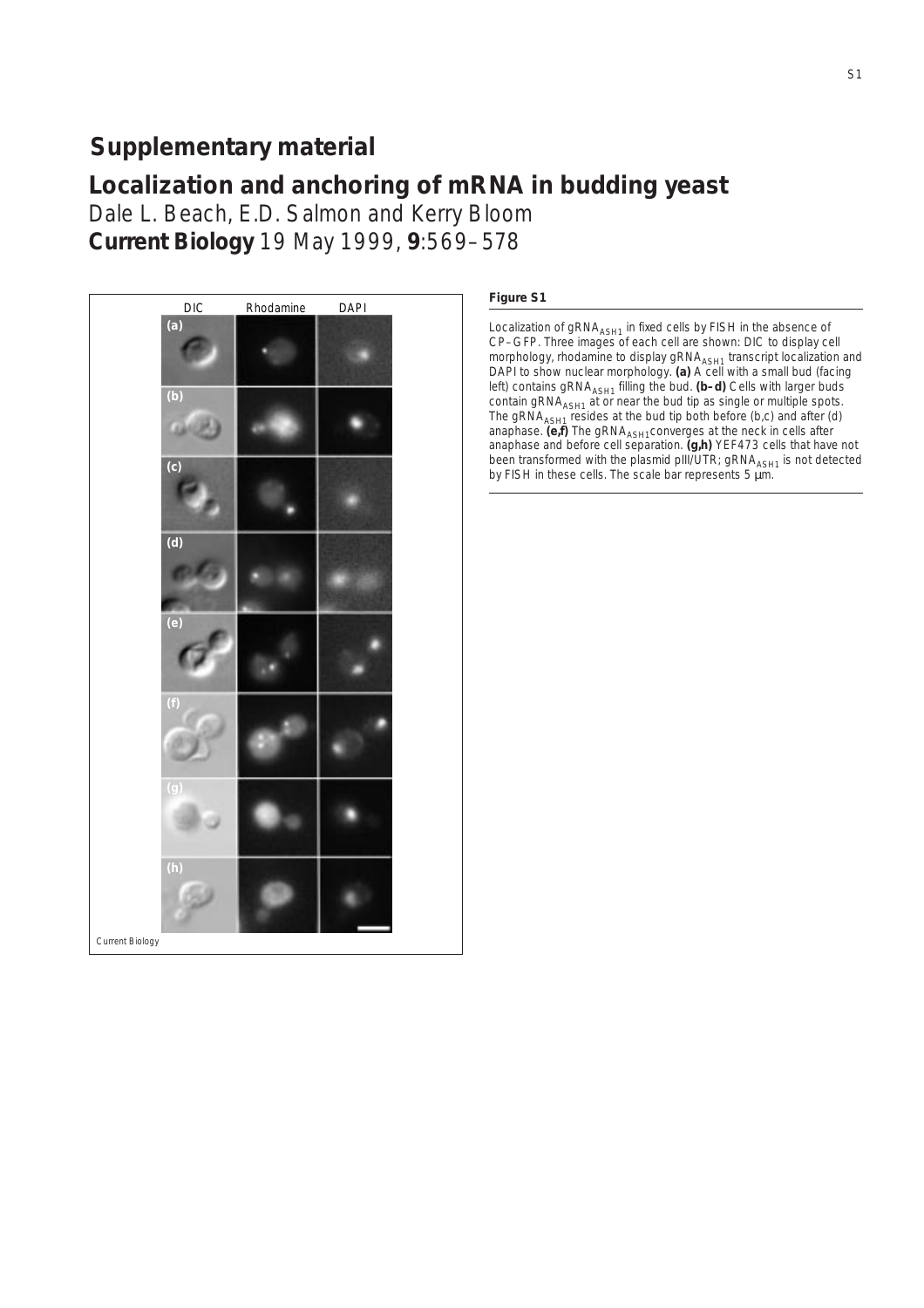# Supplementary material

## Localization and anchoring of mRNA in budding yeast

Dale L. Beach, E.D. Salmon and Kerry Bloom

**Current Biology** 19 May 1999, **9**:569–578

DIC

Rhodamine

DAPI

(a)

(b)

(c)

(d)

(e)

(f)

(g)

(h)

Current Biology

**Figure S1**

Localization of $gRNA_{ASH1}$ in fixed cells by FISH in the absence of CP–GFP. Three images of each cell are shown: DIC to display cell morphology, rhodamine to display $gRNA_{ASH1}$ transcript localization and DAPI to show nuclear morphology. **(a)** A cell with a small bud (facing left) contains $gRNA_{ASH1}$ filling the bud. **(b–d)** Cells with larger buds contain $gRNA_{ASH1}$ at or near the bud tip as single or multiple spots. The $gRNA_{ASH1}$ resides at the bud tip both before (b,c) and after (d) anaphase. **(e,f)** The $gRNA_{ASH1}$ converges at the neck in cells after anaphase and before cell separation. **(g,h)** YEF473 cells that have not been transformed with the plasmid pIII/UTR; $gRNA_{ASH1}$ is not detected by FISH in these cells. The scale bar represents 5 μm.